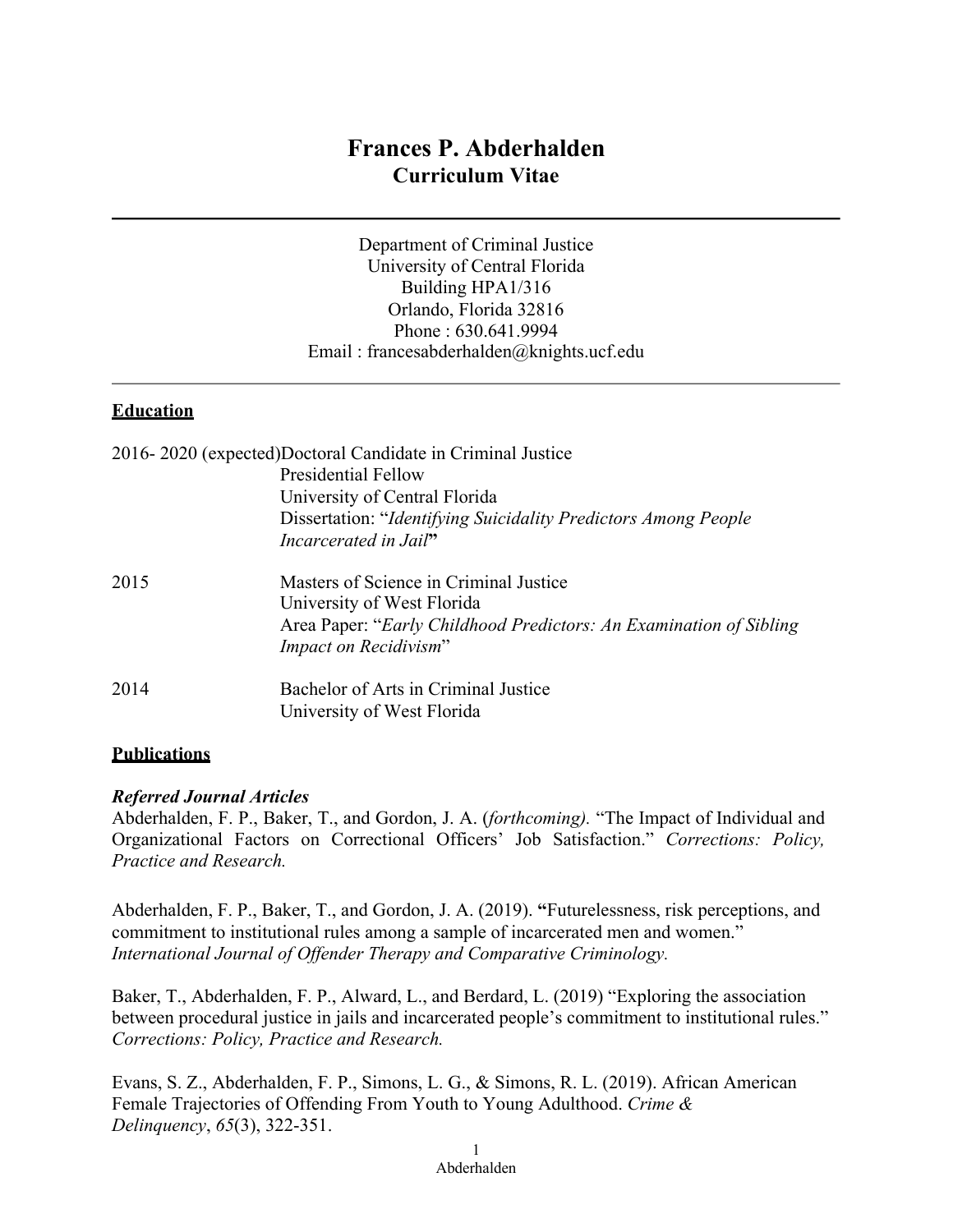# Frances P. Abderhalden
## Curriculum Vitae

---

Department of Criminal Justice
University of Central Florida
Building HPA1/316
Orlando, Florida 32816
Phone : 630.641.9994
Email : francesabderhalden@knights.ucf.edu

---

## <u>Education</u>

2016- 2020 (expected) Doctoral Candidate in Criminal Justice
Presidential Fellow
University of Central Florida
Dissertation: "*Identifying Suicidality Predictors Among People Incarcerated in Jail***"**

2015 Masters of Science in Criminal Justice
University of West Florida
Area Paper: "*Early Childhood Predictors: An Examination of Sibling Impact on Recidivism*"

2014 Bachelor of Arts in Criminal Justice
University of West Florida

## <u>Publications</u>

### *Referred Journal Articles*

Abderhalden, F. P., Baker, T., and Gordon, J. A. (*forthcoming).* "The Impact of Individual and Organizational Factors on Correctional Officers' Job Satisfaction." *Corrections: Policy, Practice and Research.*

Abderhalden, F. P., Baker, T., and Gordon, J. A. (2019). **"**Futurelessness, risk perceptions, and commitment to institutional rules among a sample of incarcerated men and women." *International Journal of Offender Therapy and Comparative Criminology.*

Baker, T., Abderhalden, F. P., Alward, L., and Berdard, L. (2019) "Exploring the association between procedural justice in jails and incarcerated people's commitment to institutional rules." *Corrections: Policy, Practice and Research.*

Evans, S. Z., Abderhalden, F. P., Simons, L. G., & Simons, R. L. (2019). African American Female Trajectories of Offending From Youth to Young Adulthood. *Crime & Delinquency*, *65*(3), 322-351.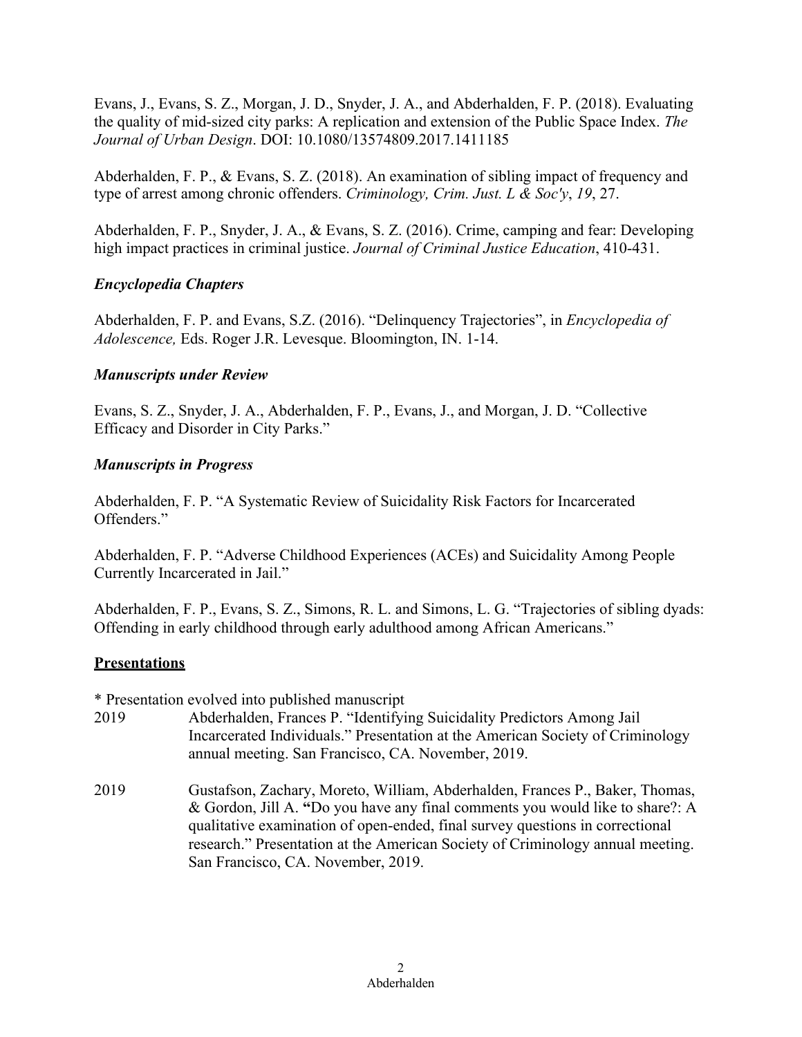Evans, J., Evans, S. Z., Morgan, J. D., Snyder, J. A., and Abderhalden, F. P. (2018). Evaluating the quality of mid-sized city parks: A replication and extension of the Public Space Index. *The Journal of Urban Design*. DOI: 10.1080/13574809.2017.1411185

Abderhalden, F. P., & Evans, S. Z. (2018). An examination of sibling impact of frequency and type of arrest among chronic offenders. *Criminology, Crim. Just. L & Soc'y*, *19*, 27.

Abderhalden, F. P., Snyder, J. A., & Evans, S. Z. (2016). Crime, camping and fear: Developing high impact practices in criminal justice. *Journal of Criminal Justice Education*, 410-431.

### *Encyclopedia Chapters*

Abderhalden, F. P. and Evans, S.Z. (2016). "Delinquency Trajectories", in *Encyclopedia of Adolescence,* Eds. Roger J.R. Levesque. Bloomington, IN. 1-14.

### *Manuscripts under Review*

Evans, S. Z., Snyder, J. A., Abderhalden, F. P., Evans, J., and Morgan, J. D. "Collective Efficacy and Disorder in City Parks."

### *Manuscripts in Progress*

Abderhalden, F. P. "A Systematic Review of Suicidality Risk Factors for Incarcerated Offenders."

Abderhalden, F. P. "Adverse Childhood Experiences (ACEs) and Suicidality Among People Currently Incarcerated in Jail."

Abderhalden, F. P., Evans, S. Z., Simons, R. L. and Simons, L. G. "Trajectories of sibling dyads: Offending in early childhood through early adulthood among African Americans."

## **Presentations**

* Presentation evolved into published manuscript

2019 Abderhalden, Frances P. "Identifying Suicidality Predictors Among Jail Incarcerated Individuals." Presentation at the American Society of Criminology annual meeting. San Francisco, CA. November, 2019.

2019 Gustafson, Zachary, Moreto, William, Abderhalden, Frances P., Baker, Thomas, & Gordon, Jill A. **"**Do you have any final comments you would like to share?: A qualitative examination of open-ended, final survey questions in correctional research." Presentation at the American Society of Criminology annual meeting. San Francisco, CA. November, 2019.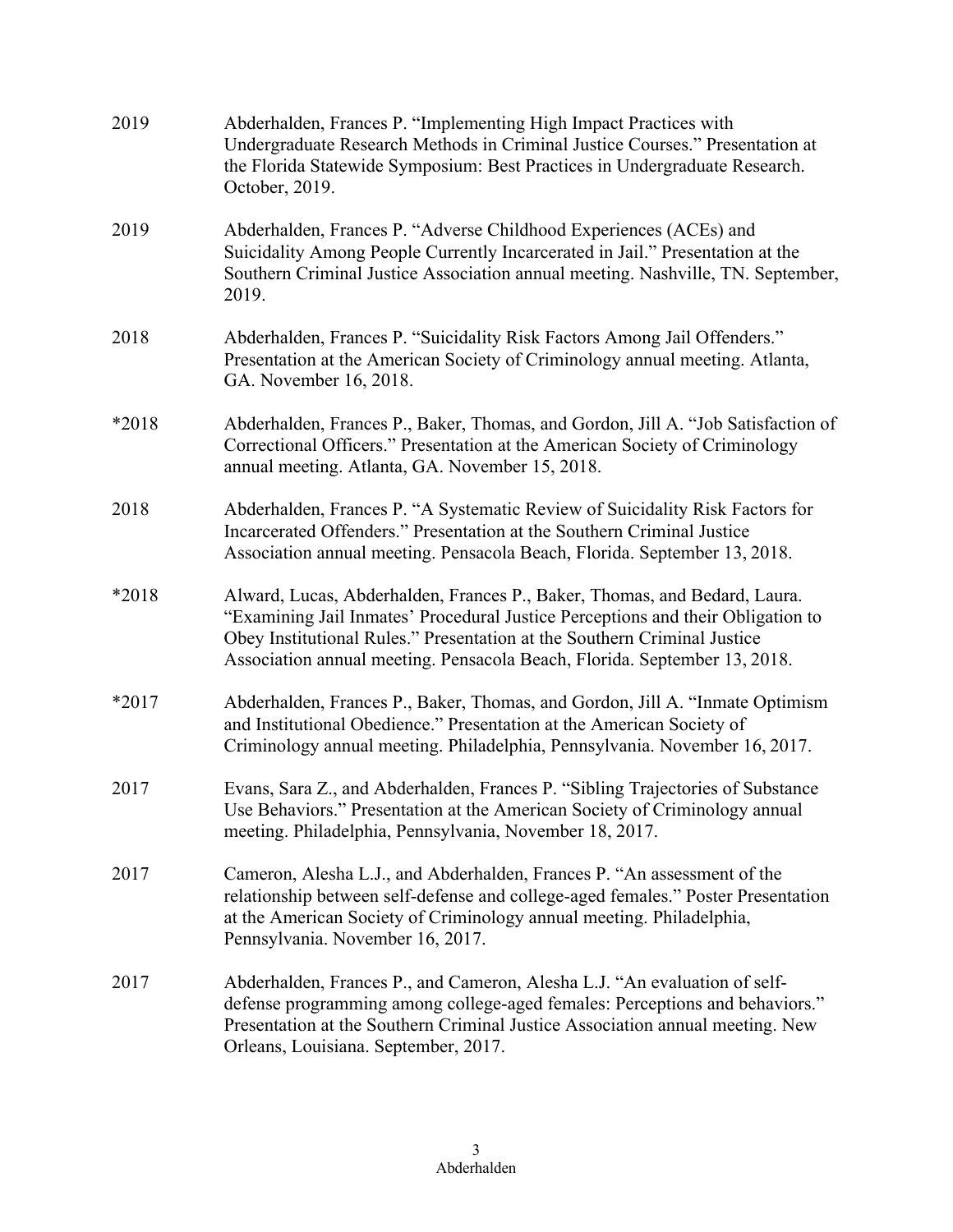2019 Abderhalden, Frances P. "Implementing High Impact Practices with Undergraduate Research Methods in Criminal Justice Courses." Presentation at the Florida Statewide Symposium: Best Practices in Undergraduate Research. October, 2019.

2019 Abderhalden, Frances P. "Adverse Childhood Experiences (ACEs) and Suicidality Among People Currently Incarcerated in Jail." Presentation at the Southern Criminal Justice Association annual meeting. Nashville, TN. September, 2019.

2018 Abderhalden, Frances P. "Suicidality Risk Factors Among Jail Offenders." Presentation at the American Society of Criminology annual meeting. Atlanta, GA. November 16, 2018.

*2018 Abderhalden, Frances P., Baker, Thomas, and Gordon, Jill A. "Job Satisfaction of Correctional Officers." Presentation at the American Society of Criminology annual meeting. Atlanta, GA. November 15, 2018.

2018 Abderhalden, Frances P. "A Systematic Review of Suicidality Risk Factors for Incarcerated Offenders." Presentation at the Southern Criminal Justice Association annual meeting. Pensacola Beach, Florida. September 13, 2018.

*2018 Alward, Lucas, Abderhalden, Frances P., Baker, Thomas, and Bedard, Laura. "Examining Jail Inmates' Procedural Justice Perceptions and their Obligation to Obey Institutional Rules." Presentation at the Southern Criminal Justice Association annual meeting. Pensacola Beach, Florida. September 13, 2018.

*2017 Abderhalden, Frances P., Baker, Thomas, and Gordon, Jill A. "Inmate Optimism and Institutional Obedience." Presentation at the American Society of Criminology annual meeting. Philadelphia, Pennsylvania. November 16, 2017.

2017 Evans, Sara Z., and Abderhalden, Frances P. "Sibling Trajectories of Substance Use Behaviors." Presentation at the American Society of Criminology annual meeting. Philadelphia, Pennsylvania, November 18, 2017.

2017 Cameron, Alesha L.J., and Abderhalden, Frances P. "An assessment of the relationship between self-defense and college-aged females." Poster Presentation at the American Society of Criminology annual meeting. Philadelphia, Pennsylvania. November 16, 2017.

2017 Abderhalden, Frances P., and Cameron, Alesha L.J. "An evaluation of self-defense programming among college-aged females: Perceptions and behaviors." Presentation at the Southern Criminal Justice Association annual meeting. New Orleans, Louisiana. September, 2017.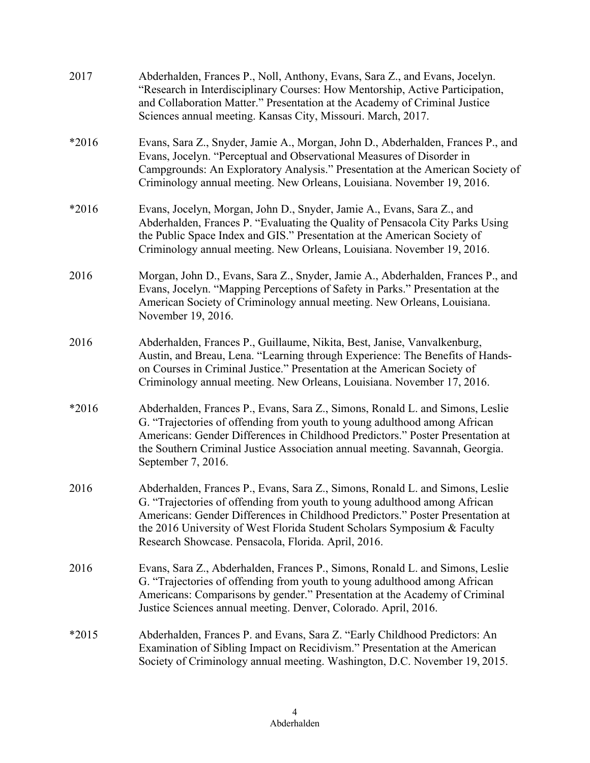2017 Abderhalden, Frances P., Noll, Anthony, Evans, Sara Z., and Evans, Jocelyn. "Research in Interdisciplinary Courses: How Mentorship, Active Participation, and Collaboration Matter." Presentation at the Academy of Criminal Justice Sciences annual meeting. Kansas City, Missouri. March, 2017.

*2016 Evans, Sara Z., Snyder, Jamie A., Morgan, John D., Abderhalden, Frances P., and Evans, Jocelyn. "Perceptual and Observational Measures of Disorder in Campgrounds: An Exploratory Analysis." Presentation at the American Society of Criminology annual meeting. New Orleans, Louisiana. November 19, 2016.

*2016 Evans, Jocelyn, Morgan, John D., Snyder, Jamie A., Evans, Sara Z., and Abderhalden, Frances P. "Evaluating the Quality of Pensacola City Parks Using the Public Space Index and GIS." Presentation at the American Society of Criminology annual meeting. New Orleans, Louisiana. November 19, 2016.

2016 Morgan, John D., Evans, Sara Z., Snyder, Jamie A., Abderhalden, Frances P., and Evans, Jocelyn. "Mapping Perceptions of Safety in Parks." Presentation at the American Society of Criminology annual meeting. New Orleans, Louisiana. November 19, 2016.

2016 Abderhalden, Frances P., Guillaume, Nikita, Best, Janise, Vanvalkenburg, Austin, and Breau, Lena. "Learning through Experience: The Benefits of Hands-on Courses in Criminal Justice." Presentation at the American Society of Criminology annual meeting. New Orleans, Louisiana. November 17, 2016.

*2016 Abderhalden, Frances P., Evans, Sara Z., Simons, Ronald L. and Simons, Leslie G. "Trajectories of offending from youth to young adulthood among African Americans: Gender Differences in Childhood Predictors." Poster Presentation at the Southern Criminal Justice Association annual meeting. Savannah, Georgia. September 7, 2016.

2016 Abderhalden, Frances P., Evans, Sara Z., Simons, Ronald L. and Simons, Leslie G. "Trajectories of offending from youth to young adulthood among African Americans: Gender Differences in Childhood Predictors." Poster Presentation at the 2016 University of West Florida Student Scholars Symposium & Faculty Research Showcase. Pensacola, Florida. April, 2016.

2016 Evans, Sara Z., Abderhalden, Frances P., Simons, Ronald L. and Simons, Leslie G. "Trajectories of offending from youth to young adulthood among African Americans: Comparisons by gender." Presentation at the Academy of Criminal Justice Sciences annual meeting. Denver, Colorado. April, 2016.

*2015 Abderhalden, Frances P. and Evans, Sara Z. "Early Childhood Predictors: An Examination of Sibling Impact on Recidivism." Presentation at the American Society of Criminology annual meeting. Washington, D.C. November 19, 2015.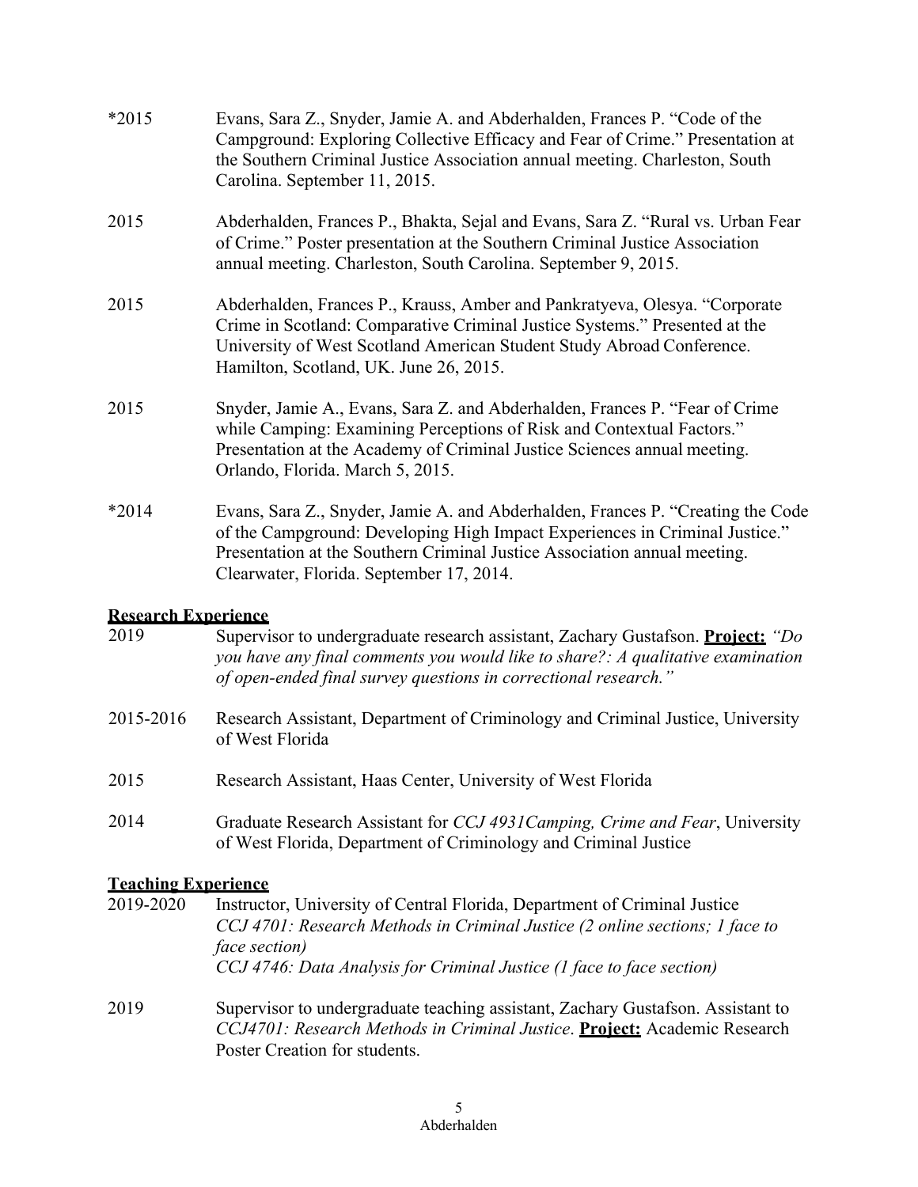*2015 Evans, Sara Z., Snyder, Jamie A. and Abderhalden, Frances P. "Code of the Campground: Exploring Collective Efficacy and Fear of Crime." Presentation at the Southern Criminal Justice Association annual meeting. Charleston, South Carolina. September 11, 2015.

2015 Abderhalden, Frances P., Bhakta, Sejal and Evans, Sara Z. "Rural vs. Urban Fear of Crime." Poster presentation at the Southern Criminal Justice Association annual meeting. Charleston, South Carolina. September 9, 2015.

2015 Abderhalden, Frances P., Krauss, Amber and Pankratyeva, Olesya. "Corporate Crime in Scotland: Comparative Criminal Justice Systems." Presented at the University of West Scotland American Student Study Abroad Conference. Hamilton, Scotland, UK. June 26, 2015.

2015 Snyder, Jamie A., Evans, Sara Z. and Abderhalden, Frances P. "Fear of Crime while Camping: Examining Perceptions of Risk and Contextual Factors." Presentation at the Academy of Criminal Justice Sciences annual meeting. Orlando, Florida. March 5, 2015.

*2014 Evans, Sara Z., Snyder, Jamie A. and Abderhalden, Frances P. "Creating the Code of the Campground: Developing High Impact Experiences in Criminal Justice." Presentation at the Southern Criminal Justice Association annual meeting. Clearwater, Florida. September 17, 2014.

## Research Experience

2019 Supervisor to undergraduate research assistant, Zachary Gustafson. **Project:** *"Do you have any final comments you would like to share?: A qualitative examination of open-ended final survey questions in correctional research."*

2015-2016 Research Assistant, Department of Criminology and Criminal Justice, University of West Florida

2015 Research Assistant, Haas Center, University of West Florida

2014 Graduate Research Assistant for *CCJ 4931Camping, Crime and Fear*, University of West Florida, Department of Criminology and Criminal Justice

## Teaching Experience

2019-2020 Instructor, University of Central Florida, Department of Criminal Justice
*CCJ 4701: Research Methods in Criminal Justice (2 online sections; 1 face to face section)*
*CCJ 4746: Data Analysis for Criminal Justice (1 face to face section)*

2019 Supervisor to undergraduate teaching assistant, Zachary Gustafson. Assistant to *CCJ4701: Research Methods in Criminal Justice*. **Project:** Academic Research Poster Creation for students.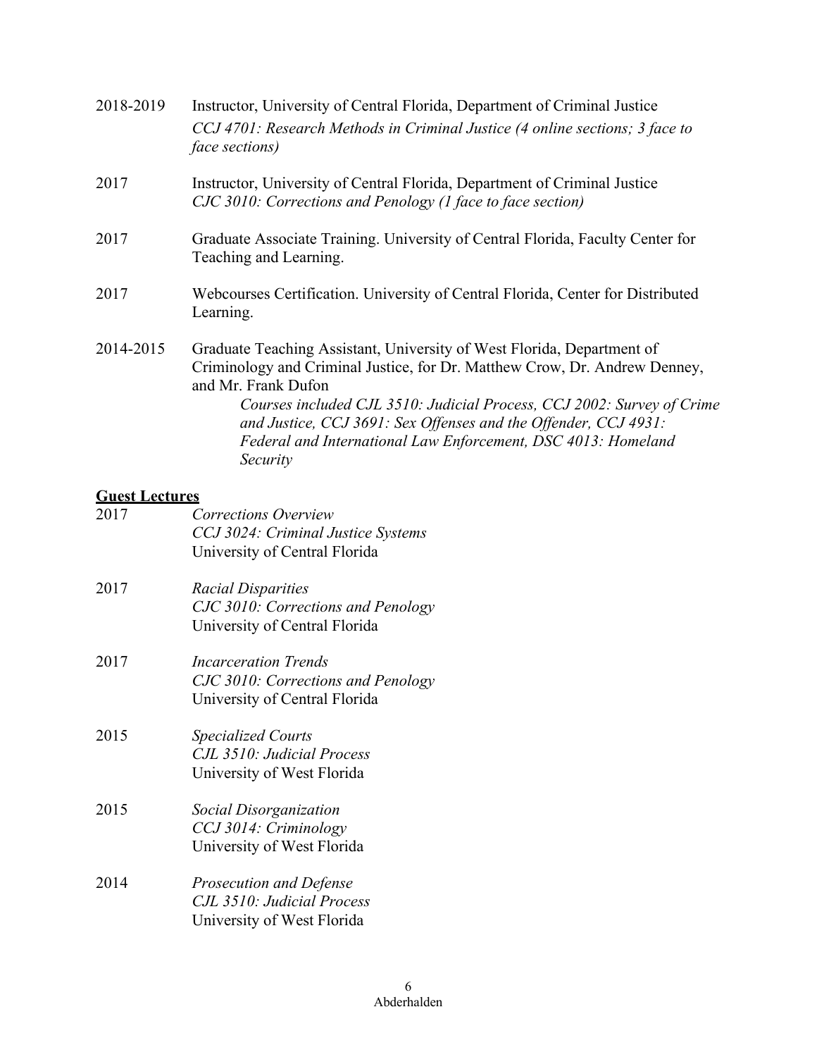2018-2019 Instructor, University of Central Florida, Department of Criminal Justice
*CCJ 4701: Research Methods in Criminal Justice (4 online sections; 3 face to face sections)*

2017 Instructor, University of Central Florida, Department of Criminal Justice
*CJC 3010: Corrections and Penology (1 face to face section)*

2017 Graduate Associate Training. University of Central Florida, Faculty Center for Teaching and Learning.

2017 Webcourses Certification. University of Central Florida, Center for Distributed Learning.

2014-2015 Graduate Teaching Assistant, University of West Florida, Department of Criminology and Criminal Justice, for Dr. Matthew Crow, Dr. Andrew Denney, and Mr. Frank Dufon
*Courses included CJL 3510: Judicial Process, CCJ 2002: Survey of Crime and Justice, CCJ 3691: Sex Offenses and the Offender, CCJ 4931: Federal and International Law Enforcement, DSC 4013: Homeland Security*

**Guest Lectures**

2017 *Corrections Overview*
*CCJ 3024: Criminal Justice Systems*
University of Central Florida

2017 *Racial Disparities*
*CJC 3010: Corrections and Penology*
University of Central Florida

2017 *Incarceration Trends*
*CJC 3010: Corrections and Penology*
University of Central Florida

2015 *Specialized Courts*
*CJL 3510: Judicial Process*
University of West Florida

2015 *Social Disorganization*
*CCJ 3014: Criminology*
University of West Florida

2014 *Prosecution and Defense*
*CJL 3510: Judicial Process*
University of West Florida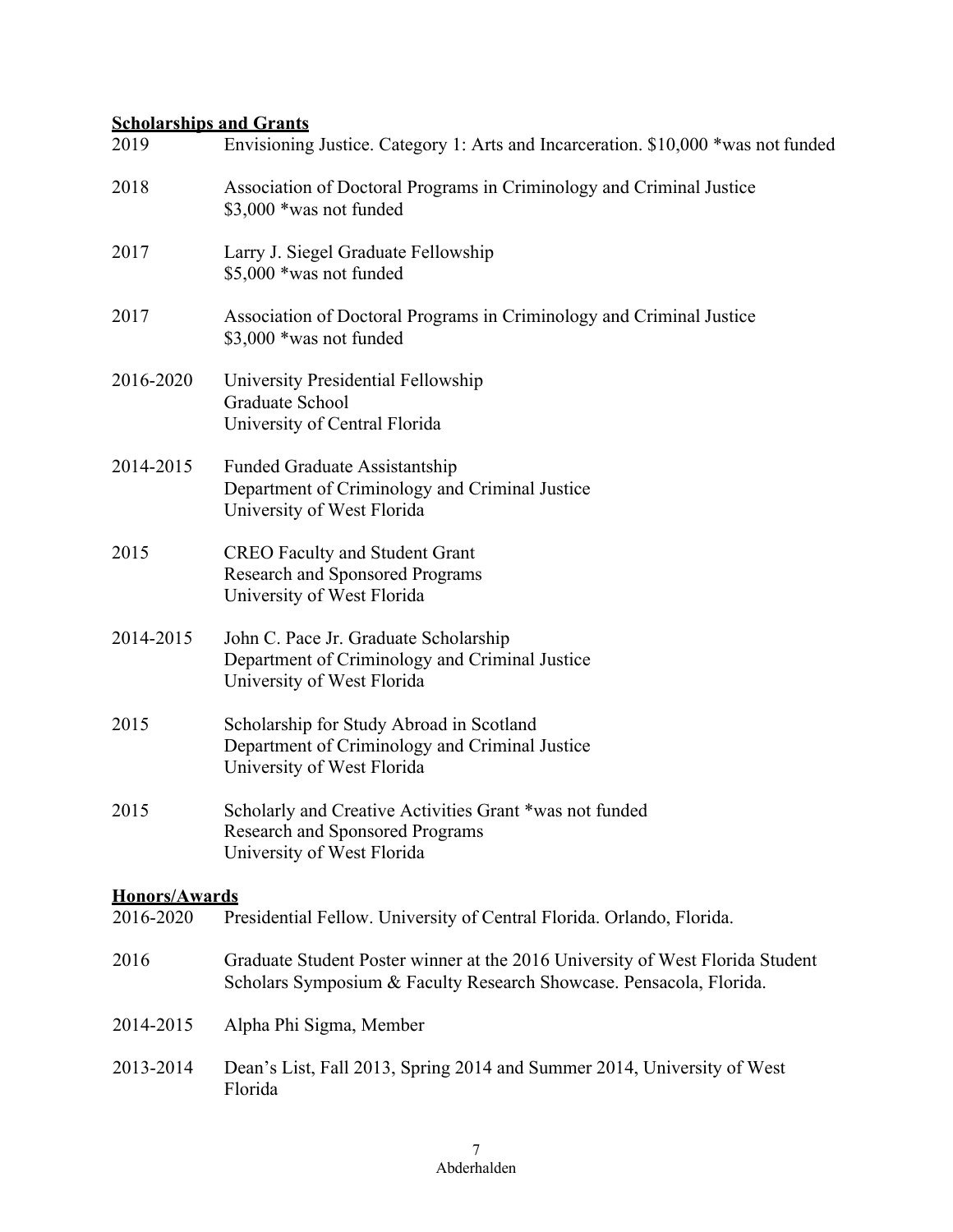## Scholarships and Grants

2019 Envisioning Justice. Category 1: Arts and Incarceration. $10,000 *was not funded

2018 Association of Doctoral Programs in Criminology and Criminal Justice
$3,000 *was not funded

2017 Larry J. Siegel Graduate Fellowship
$5,000 *was not funded

2017 Association of Doctoral Programs in Criminology and Criminal Justice
$3,000 *was not funded

2016-2020 University Presidential Fellowship
Graduate School
University of Central Florida

2014-2015 Funded Graduate Assistantship
Department of Criminology and Criminal Justice
University of West Florida

2015 CREO Faculty and Student Grant
Research and Sponsored Programs
University of West Florida

2014-2015 John C. Pace Jr. Graduate Scholarship
Department of Criminology and Criminal Justice
University of West Florida

2015 Scholarship for Study Abroad in Scotland
Department of Criminology and Criminal Justice
University of West Florida

2015 Scholarly and Creative Activities Grant *was not funded
Research and Sponsored Programs
University of West Florida

## Honors/Awards

2016-2020 Presidential Fellow. University of Central Florida. Orlando, Florida.

2016 Graduate Student Poster winner at the 2016 University of West Florida Student Scholars Symposium & Faculty Research Showcase. Pensacola, Florida.

2014-2015 Alpha Phi Sigma, Member

2013-2014 Dean's List, Fall 2013, Spring 2014 and Summer 2014, University of West Florida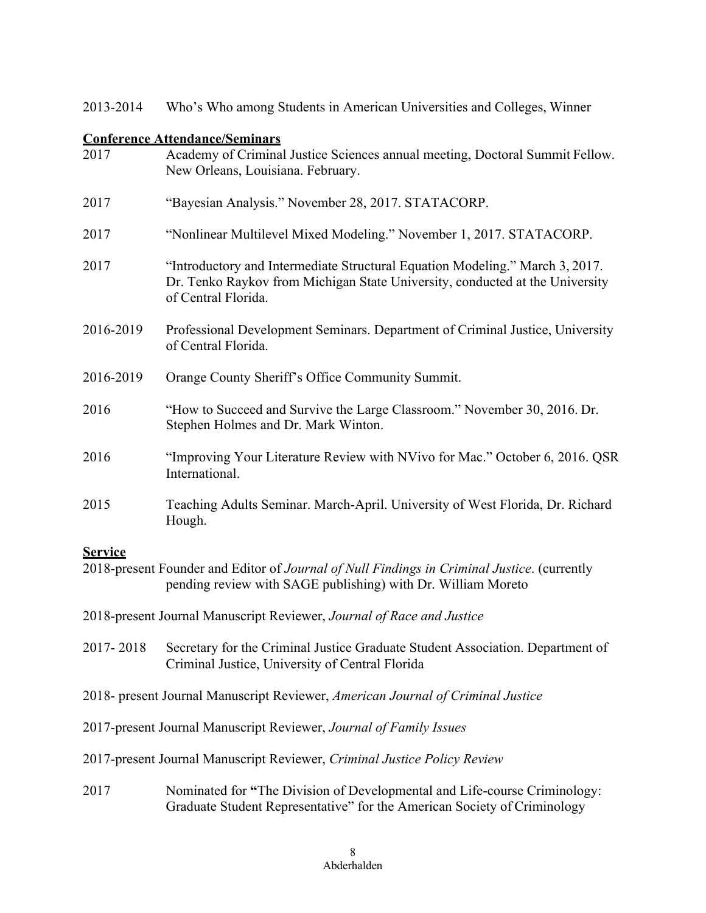2013-2014 Who's Who among Students in American Universities and Colleges, Winner

**Conference Attendance/Seminars**

2017 Academy of Criminal Justice Sciences annual meeting, Doctoral Summit Fellow. New Orleans, Louisiana. February.

2017 "Bayesian Analysis." November 28, 2017. STATACORP.

2017 "Nonlinear Multilevel Mixed Modeling." November 1, 2017. STATACORP.

2017 "Introductory and Intermediate Structural Equation Modeling." March 3, 2017. Dr. Tenko Raykov from Michigan State University, conducted at the University of Central Florida.

2016-2019 Professional Development Seminars. Department of Criminal Justice, University of Central Florida.

2016-2019 Orange County Sheriff's Office Community Summit.

2016 "How to Succeed and Survive the Large Classroom." November 30, 2016. Dr. Stephen Holmes and Dr. Mark Winton.

2016 "Improving Your Literature Review with NVivo for Mac." October 6, 2016. QSR International.

2015 Teaching Adults Seminar. March-April. University of West Florida, Dr. Richard Hough.

**Service**

2018-present Founder and Editor of *Journal of Null Findings in Criminal Justice*. (currently pending review with SAGE publishing) with Dr. William Moreto

2018-present Journal Manuscript Reviewer, *Journal of Race and Justice*

2017- 2018 Secretary for the Criminal Justice Graduate Student Association. Department of Criminal Justice, University of Central Florida

2018- present Journal Manuscript Reviewer, *American Journal of Criminal Justice*

2017-present Journal Manuscript Reviewer, *Journal of Family Issues*

2017-present Journal Manuscript Reviewer, *Criminal Justice Policy Review*

2017 Nominated for **"**The Division of Developmental and Life-course Criminology: Graduate Student Representative" for the American Society of Criminology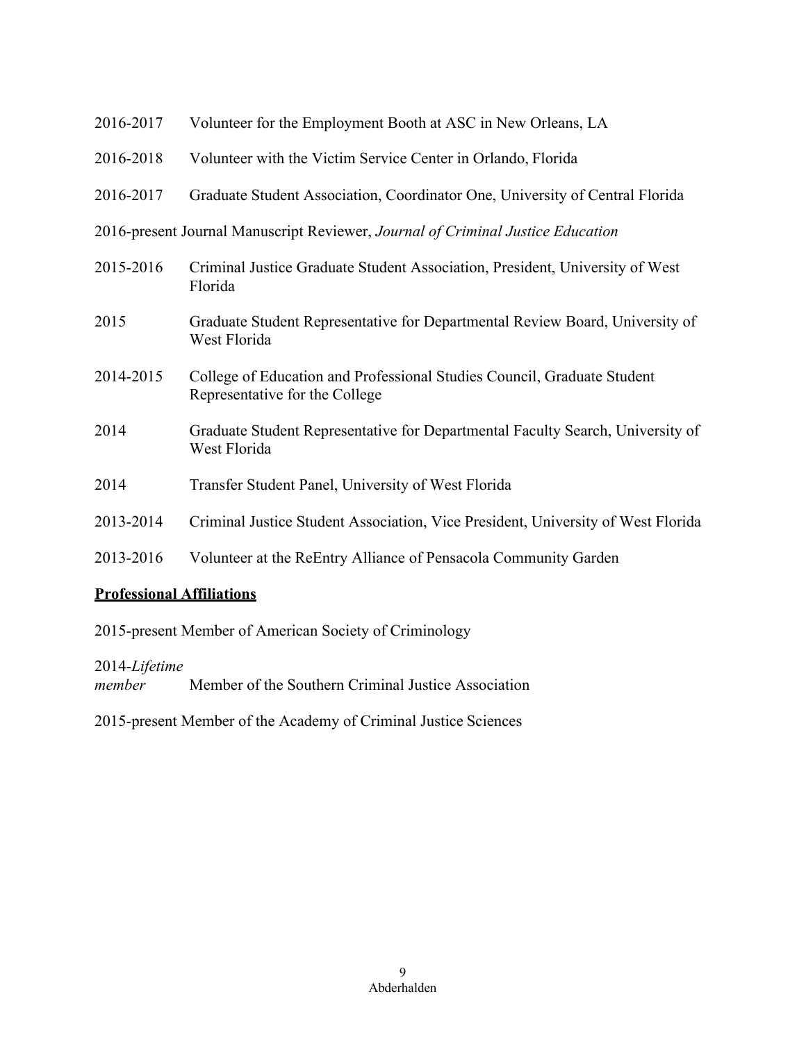2016-2017 Volunteer for the Employment Booth at ASC in New Orleans, LA

2016-2018 Volunteer with the Victim Service Center in Orlando, Florida

2016-2017 Graduate Student Association, Coordinator One, University of Central Florida

2016-present Journal Manuscript Reviewer, *Journal of Criminal Justice Education*

2015-2016 Criminal Justice Graduate Student Association, President, University of West Florida

2015 Graduate Student Representative for Departmental Review Board, University of West Florida

2014-2015 College of Education and Professional Studies Council, Graduate Student Representative for the College

2014 Graduate Student Representative for Departmental Faculty Search, University of West Florida

2014 Transfer Student Panel, University of West Florida

2013-2014 Criminal Justice Student Association, Vice President, University of West Florida

2013-2016 Volunteer at the ReEntry Alliance of Pensacola Community Garden

**Professional Affiliations**

2015-present Member of American Society of Criminology

2014-*Lifetime member* Member of the Southern Criminal Justice Association

2015-present Member of the Academy of Criminal Justice Sciences